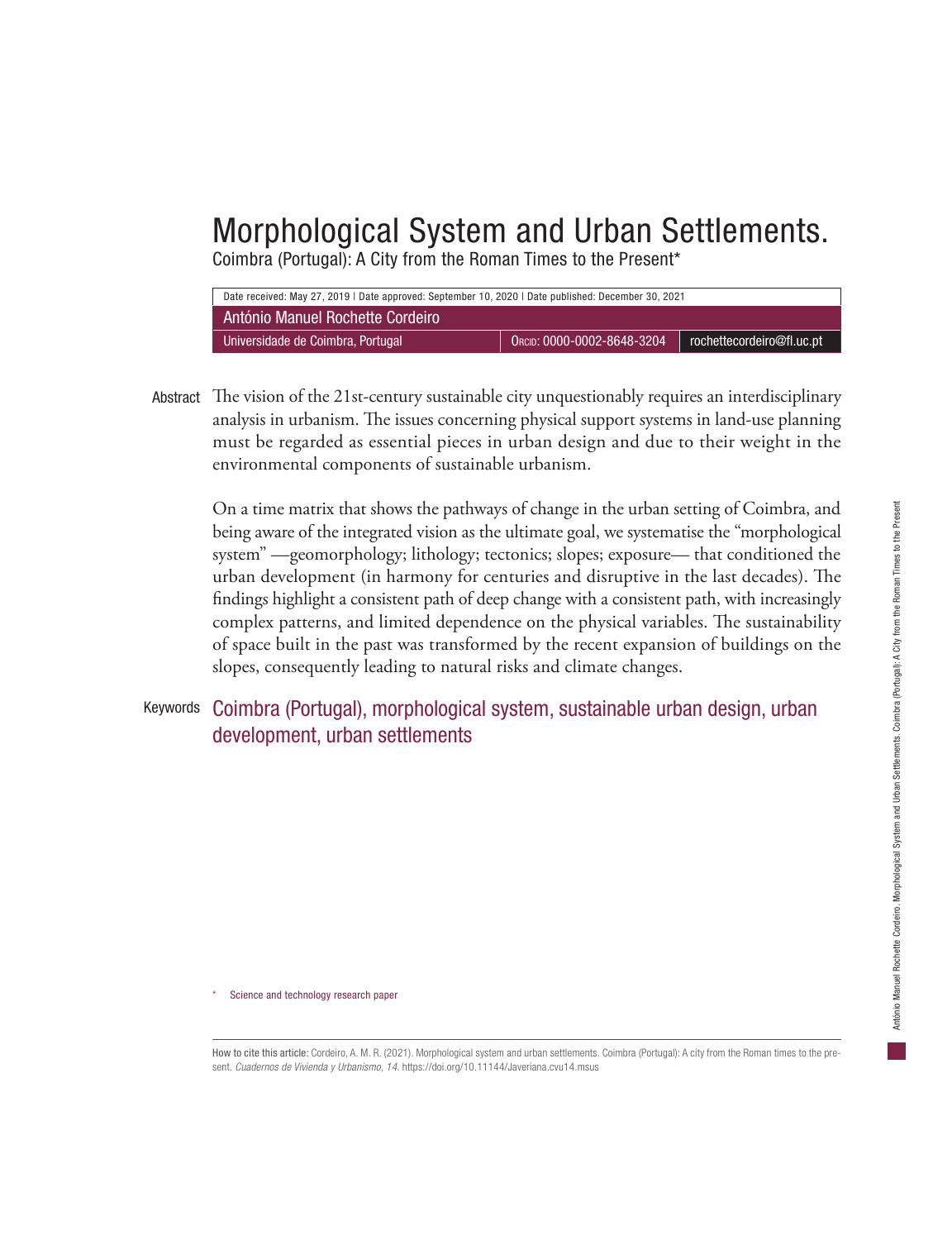# Morphological System and Urban Settlements.

Coimbra (Portugal): A City from the Roman Times to the Present*

Date received: May 27, 2019 | Date approved: September 10, 2020 | Date published: December 30, 2021

**António Manuel Rochette Cordeiro**

Universidade de Coimbra, Portugal | ORCID: 0000-0002-8648-3204 | rochettecordeiro@fl.uc.pt

**Abstract** The vision of the 21st-century sustainable city unquestionably requires an interdisciplinary analysis in urbanism. The issues concerning physical support systems in land-use planning must be regarded as essential pieces in urban design and due to their weight in the environmental components of sustainable urbanism.

On a time matrix that shows the pathways of change in the urban setting of Coimbra, and being aware of the integrated vision as the ultimate goal, we systematise the "morphological system" —geomorphology; lithology; tectonics; slopes; exposure— that conditioned the urban development (in harmony for centuries and disruptive in the last decades). The findings highlight a consistent path of deep change with a consistent path, with increasingly complex patterns, and limited dependence on the physical variables. The sustainability of space built in the past was transformed by the recent expansion of buildings on the slopes, consequently leading to natural risks and climate changes.

**Keywords** Coimbra (Portugal), morphological system, sustainable urban design, urban development, urban settlements

\* Science and technology research paper

How to cite this article: Cordeiro, A. M. R. (2021). Morphological system and urban settlements. Coimbra (Portugal): A city from the Roman times to the present. *Cuadernos de Vivienda y Urbanismo*, *14*. https://doi.org/10.11144/Javeriana.cvu14.msus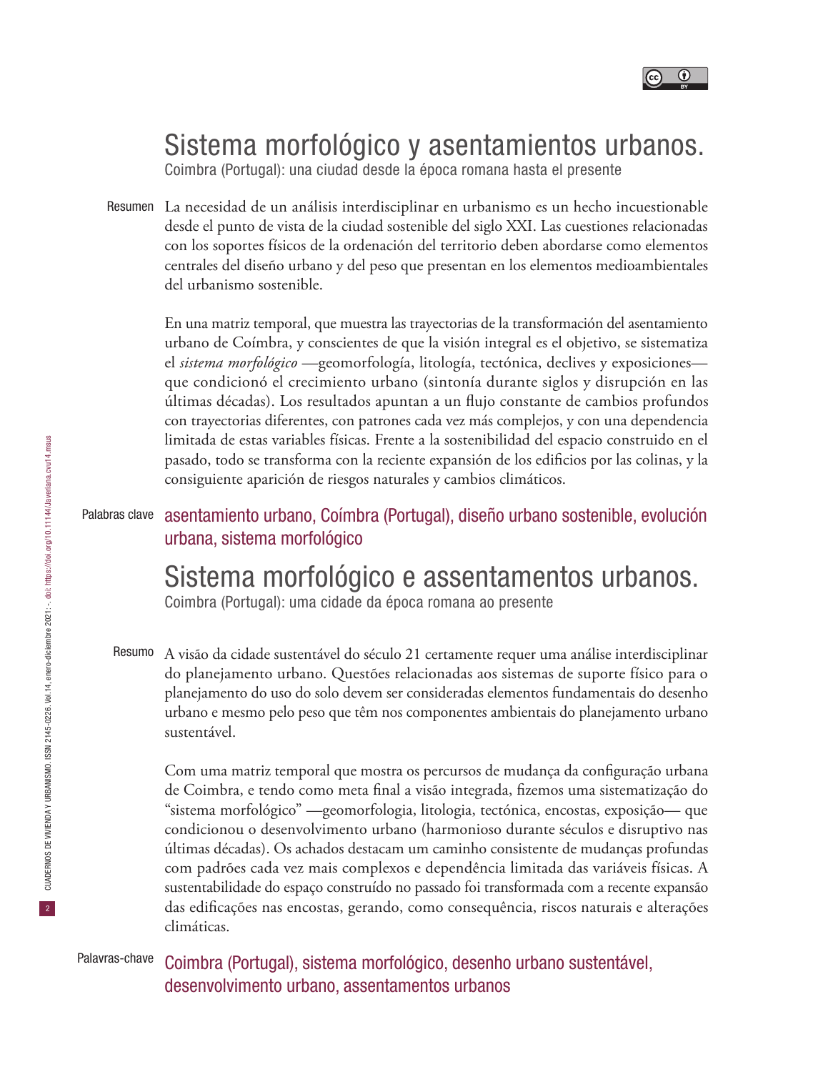# Sistema morfológico y asentamientos urbanos.

Coimbra (Portugal): una ciudad desde la época romana hasta el presente

**Resumen** La necesidad de un análisis interdisciplinar en urbanismo es un hecho incuestionable desde el punto de vista de la ciudad sostenible del siglo XXI. Las cuestiones relacionadas con los soportes físicos de la ordenación del territorio deben abordarse como elementos centrales del diseño urbano y del peso que presentan en los elementos medioambientales del urbanismo sostenible.

En una matriz temporal, que muestra las trayectorias de la transformación del asentamiento urbano de Coímbra, y conscientes de que la visión integral es el objetivo, se sistematiza el *sistema morfológico* —geomorfología, litología, tectónica, declives y exposiciones— que condicionó el crecimiento urbano (sintonía durante siglos y disrupción en las últimas décadas). Los resultados apuntan a un flujo constante de cambios profundos con trayectorias diferentes, con patrones cada vez más complejos, y con una dependencia limitada de estas variables físicas. Frente a la sostenibilidad del espacio construido en el pasado, todo se transforma con la reciente expansión de los edificios por las colinas, y la consiguiente aparición de riesgos naturales y cambios climáticos.

**Palabras clave** asentamiento urbano, Coímbra (Portugal), diseño urbano sostenible, evolución urbana, sistema morfológico

# Sistema morfológico e assentamentos urbanos.

Coimbra (Portugal): uma cidade da época romana ao presente

**Resumo** A visão da cidade sustentável do século 21 certamente requer uma análise interdisciplinar do planejamento urbano. Questões relacionadas aos sistemas de suporte físico para o planejamento do uso do solo devem ser consideradas elementos fundamentais do desenho urbano e mesmo pelo peso que têm nos componentes ambientais do planejamento urbano sustentável.

Com uma matriz temporal que mostra os percursos de mudança da configuração urbana de Coimbra, e tendo como meta final a visão integrada, fizemos uma sistematização do "sistema morfológico" —geomorfologia, litologia, tectónica, encostas, exposição— que condicionou o desenvolvimento urbano (harmonioso durante séculos e disruptivo nas últimas décadas). Os achados destacam um caminho consistente de mudanças profundas com padrões cada vez mais complexos e dependência limitada das variáveis físicas. A sustentabilidade do espaço construído no passado foi transformada com a recente expansão das edificações nas encostas, gerando, como consequência, riscos naturais e alterações climáticas.

**Palavras-chave** Coimbra (Portugal), sistema morfológico, desenho urbano sustentável, desenvolvimento urbano, assentamentos urbanos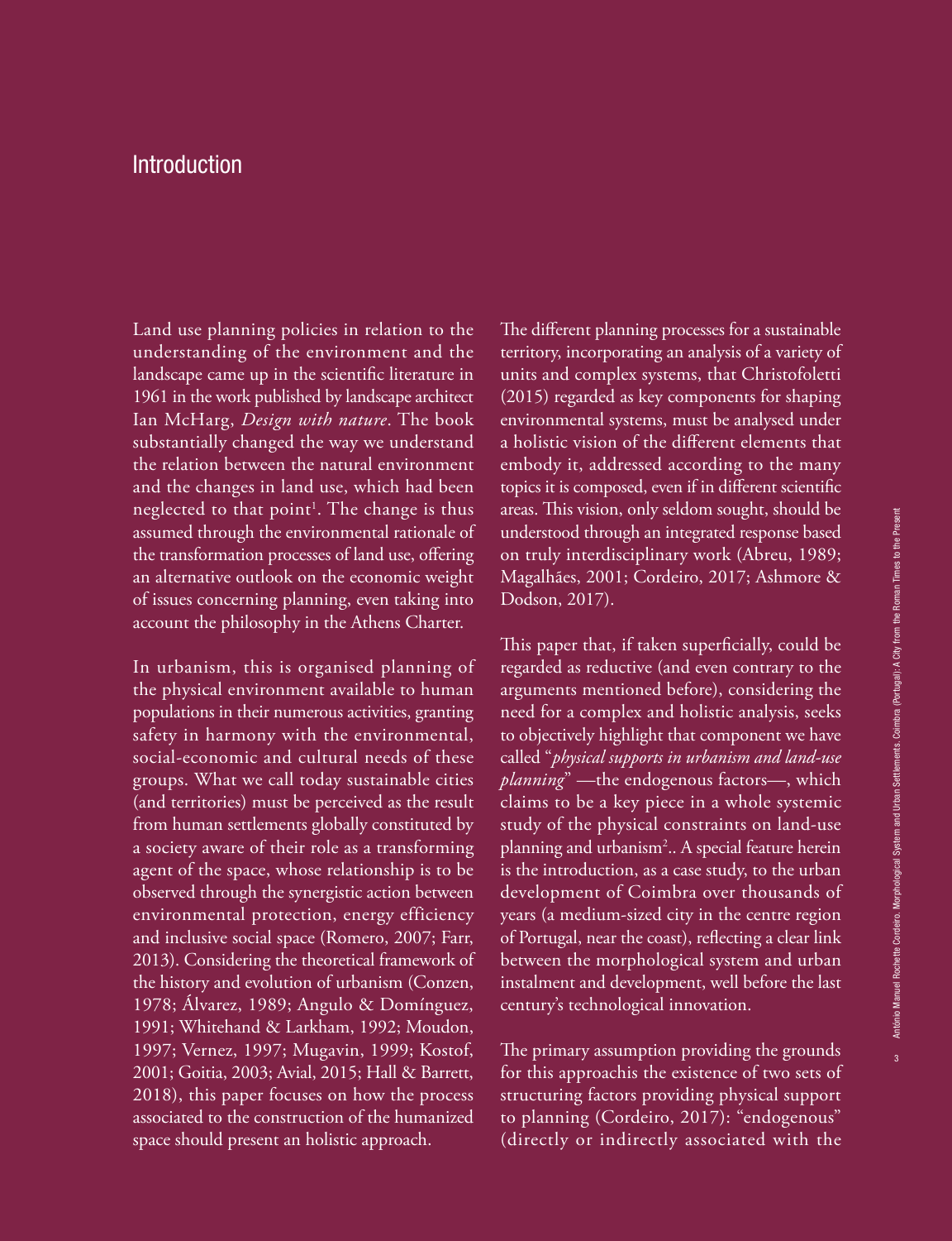## Introduction

Land use planning policies in relation to the understanding of the environment and the landscape came up in the scientific literature in 1961 in the work published by landscape architect Ian McHarg, *Design with nature*. The book substantially changed the way we understand the relation between the natural environment and the changes in land use, which had been neglected to that point[1]. The change is thus assumed through the environmental rationale of the transformation processes of land use, offering an alternative outlook on the economic weight of issues concerning planning, even taking into account the philosophy in the Athens Charter.

In urbanism, this is organised planning of the physical environment available to human populations in their numerous activities, granting safety in harmony with the environmental, social-economic and cultural needs of these groups. What we call today sustainable cities (and territories) must be perceived as the result from human settlements globally constituted by a society aware of their role as a transforming agent of the space, whose relationship is to be observed through the synergistic action between environmental protection, energy efficiency and inclusive social space (Romero, 2007; Farr, 2013). Considering the theoretical framework of the history and evolution of urbanism (Conzen, 1978; Álvarez, 1989; Angulo & Domínguez, 1991; Whitehand & Larkham, 1992; Moudon, 1997; Vernez, 1997; Mugavin, 1999; Kostof, 2001; Goitia, 2003; Avial, 2015; Hall & Barrett, 2018), this paper focuses on how the process associated to the construction of the humanized space should present an holistic approach.

The different planning processes for a sustainable territory, incorporating an analysis of a variety of units and complex systems, that Christofoletti (2015) regarded as key components for shaping environmental systems, must be analysed under a holistic vision of the different elements that embody it, addressed according to the many topics it is composed, even if in different scientific areas. This vision, only seldom sought, should be understood through an integrated response based on truly interdisciplinary work (Abreu, 1989; Magalhães, 2001; Cordeiro, 2017; Ashmore & Dodson, 2017).

This paper that, if taken superficially, could be regarded as reductive (and even contrary to the arguments mentioned before), considering the need for a complex and holistic analysis, seeks to objectively highlight that component we have called "*physical supports in urbanism and land-use planning*" —the endogenous factors—, which claims to be a key piece in a whole systemic study of the physical constraints on land-use planning and urbanism[2].. A special feature herein is the introduction, as a case study, to the urban development of Coimbra over thousands of years (a medium-sized city in the centre region of Portugal, near the coast), reflecting a clear link between the morphological system and urban instalment and development, well before the last century's technological innovation.

The primary assumption providing the grounds for this approachis the existence of two sets of structuring factors providing physical support to planning (Cordeiro, 2017): "endogenous" (directly or indirectly associated with the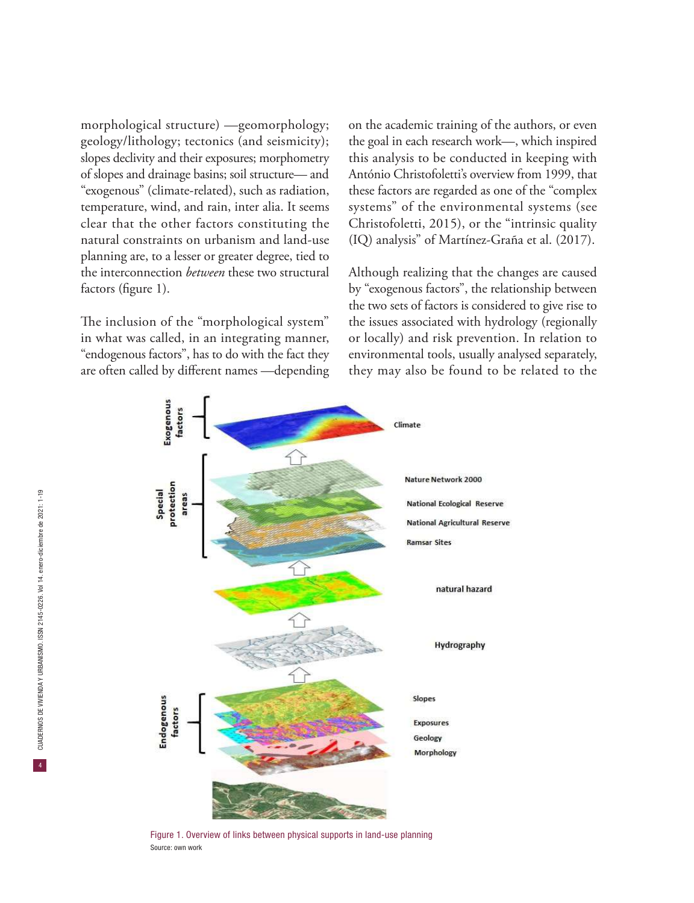morphological structure) —geomorphology; geology/lithology; tectonics (and seismicity); slopes declivity and their exposures; morphometry of slopes and drainage basins; soil structure— and "exogenous" (climate-related), such as radiation, temperature, wind, and rain, inter alia. It seems clear that the other factors constituting the natural constraints on urbanism and land-use planning are, to a lesser or greater degree, tied to the interconnection *between* these two structural factors (figure 1).

The inclusion of the "morphological system" in what was called, in an integrating manner, "endogenous factors", has to do with the fact they are often called by different names —depending on the academic training of the authors, or even the goal in each research work—, which inspired this analysis to be conducted in keeping with António Christofoletti's overview from 1999, that these factors are regarded as one of the "complex systems" of the environmental systems (see Christofoletti, 2015), or the "intrinsic quality (IQ) analysis" of Martínez-Graña et al. (2017).

Although realizing that the changes are caused by "exogenous factors", the relationship between the two sets of factors is considered to give rise to the issues associated with hydrology (regionally or locally) and risk prevention. In relation to environmental tools, usually analysed separately, they may also be found to be related to the

Exogenous factors

Climate

Special protection areas

Nature Network 2000

National Ecological Reserve

National Agricultural Reserve

Ramsar Sites

natural hazard

Hydrography

Endogenous factors

Slopes

Exposures

Geology

Morphology

Figure 1. Overview of links between physical supports in land-use planning
Source: own work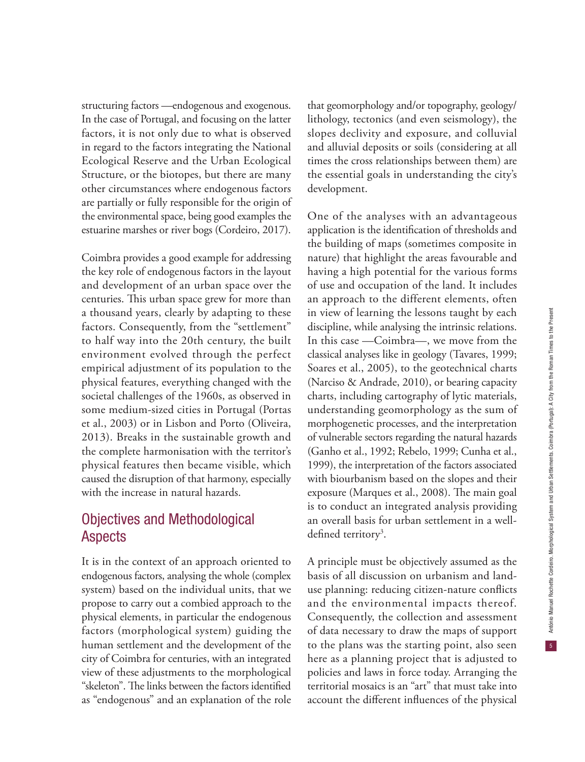structuring factors —endogenous and exogenous. In the case of Portugal, and focusing on the latter factors, it is not only due to what is observed in regard to the factors integrating the National Ecological Reserve and the Urban Ecological Structure, or the biotopes, but there are many other circumstances where endogenous factors are partially or fully responsible for the origin of the environmental space, being good examples the estuarine marshes or river bogs (Cordeiro, 2017).

Coimbra provides a good example for addressing the key role of endogenous factors in the layout and development of an urban space over the centuries. This urban space grew for more than a thousand years, clearly by adapting to these factors. Consequently, from the "settlement" to half way into the 20th century, the built environment evolved through the perfect empirical adjustment of its population to the physical features, everything changed with the societal challenges of the 1960s, as observed in some medium-sized cities in Portugal (Portas et al., 2003) or in Lisbon and Porto (Oliveira, 2013). Breaks in the sustainable growth and the complete harmonisation with the territor's physical features then became visible, which caused the disruption of that harmony, especially with the increase in natural hazards.

## Objectives and Methodological Aspects

It is in the context of an approach oriented to endogenous factors, analysing the whole (complex system) based on the individual units, that we propose to carry out a combied approach to the physical elements, in particular the endogenous factors (morphological system) guiding the human settlement and the development of the city of Coimbra for centuries, with an integrated view of these adjustments to the morphological "skeleton". The links between the factors identified as "endogenous" and an explanation of the role that geomorphology and/or topography, geology/ lithology, tectonics (and even seismology), the slopes declivity and exposure, and colluvial and alluvial deposits or soils (considering at all times the cross relationships between them) are the essential goals in understanding the city's development.

One of the analyses with an advantageous application is the identification of thresholds and the building of maps (sometimes composite in nature) that highlight the areas favourable and having a high potential for the various forms of use and occupation of the land. It includes an approach to the different elements, often in view of learning the lessons taught by each discipline, while analysing the intrinsic relations. In this case —Coimbra—, we move from the classical analyses like in geology (Tavares, 1999; Soares et al., 2005), to the geotechnical charts (Narciso & Andrade, 2010), or bearing capacity charts, including cartography of lytic materials, understanding geomorphology as the sum of morphogenetic processes, and the interpretation of vulnerable sectors regarding the natural hazards (Ganho et al., 1992; Rebelo, 1999; Cunha et al., 1999), the interpretation of the factors associated with biourbanism based on the slopes and their exposure (Marques et al., 2008). The main goal is to conduct an integrated analysis providing an overall basis for urban settlement in a well-defined territory[3].

A principle must be objectively assumed as the basis of all discussion on urbanism and land-use planning: reducing citizen-nature conflicts and the environmental impacts thereof. Consequently, the collection and assessment of data necessary to draw the maps of support to the plans was the starting point, also seen here as a planning project that is adjusted to policies and laws in force today. Arranging the territorial mosaics is an "art" that must take into account the different influences of the physical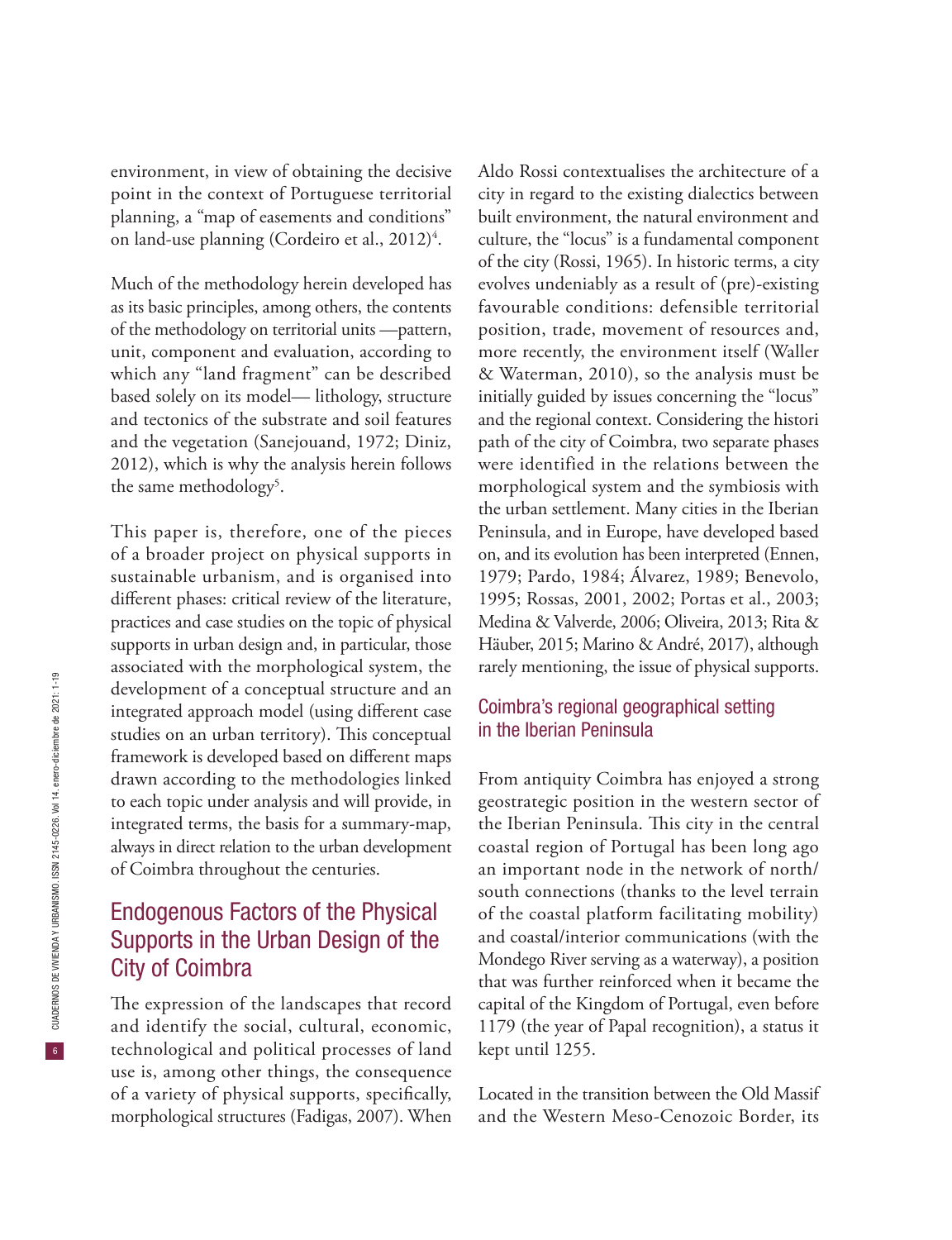environment, in view of obtaining the decisive point in the context of Portuguese territorial planning, a "map of easements and conditions" on land-use planning (Cordeiro et al., 2012)[4].

Much of the methodology herein developed has as its basic principles, among others, the contents of the methodology on territorial units —pattern, unit, component and evaluation, according to which any "land fragment" can be described based solely on its model— lithology, structure and tectonics of the substrate and soil features and the vegetation (Sanejouand, 1972; Diniz, 2012), which is why the analysis herein follows the same methodology[5].

This paper is, therefore, one of the pieces of a broader project on physical supports in sustainable urbanism, and is organised into different phases: critical review of the literature, practices and case studies on the topic of physical supports in urban design and, in particular, those associated with the morphological system, the development of a conceptual structure and an integrated approach model (using different case studies on an urban territory). This conceptual framework is developed based on different maps drawn according to the methodologies linked to each topic under analysis and will provide, in integrated terms, the basis for a summary-map, always in direct relation to the urban development of Coimbra throughout the centuries.

## Endogenous Factors of the Physical Supports in the Urban Design of the City of Coimbra

The expression of the landscapes that record and identify the social, cultural, economic, technological and political processes of land use is, among other things, the consequence of a variety of physical supports, specifically, morphological structures (Fadigas, 2007). When Aldo Rossi contextualises the architecture of a city in regard to the existing dialectics between built environment, the natural environment and culture, the "locus" is a fundamental component of the city (Rossi, 1965). In historic terms, a city evolves undeniably as a result of (pre)-existing favourable conditions: defensible territorial position, trade, movement of resources and, more recently, the environment itself (Waller & Waterman, 2010), so the analysis must be initially guided by issues concerning the "locus" and the regional context. Considering the histori path of the city of Coimbra, two separate phases were identified in the relations between the morphological system and the symbiosis with the urban settlement. Many cities in the Iberian Peninsula, and in Europe, have developed based on, and its evolution has been interpreted (Ennen, 1979; Pardo, 1984; Álvarez, 1989; Benevolo, 1995; Rossas, 2001, 2002; Portas et al., 2003; Medina & Valverde, 2006; Oliveira, 2013; Rita & Häuber, 2015; Marino & André, 2017), although rarely mentioning, the issue of physical supports.

### Coimbra's regional geographical setting in the Iberian Peninsula

From antiquity Coimbra has enjoyed a strong geostrategic position in the western sector of the Iberian Peninsula. This city in the central coastal region of Portugal has been long ago an important node in the network of north/south connections (thanks to the level terrain of the coastal platform facilitating mobility) and coastal/interior communications (with the Mondego River serving as a waterway), a position that was further reinforced when it became the capital of the Kingdom of Portugal, even before 1179 (the year of Papal recognition), a status it kept until 1255.

Located in the transition between the Old Massif and the Western Meso-Cenozoic Border, its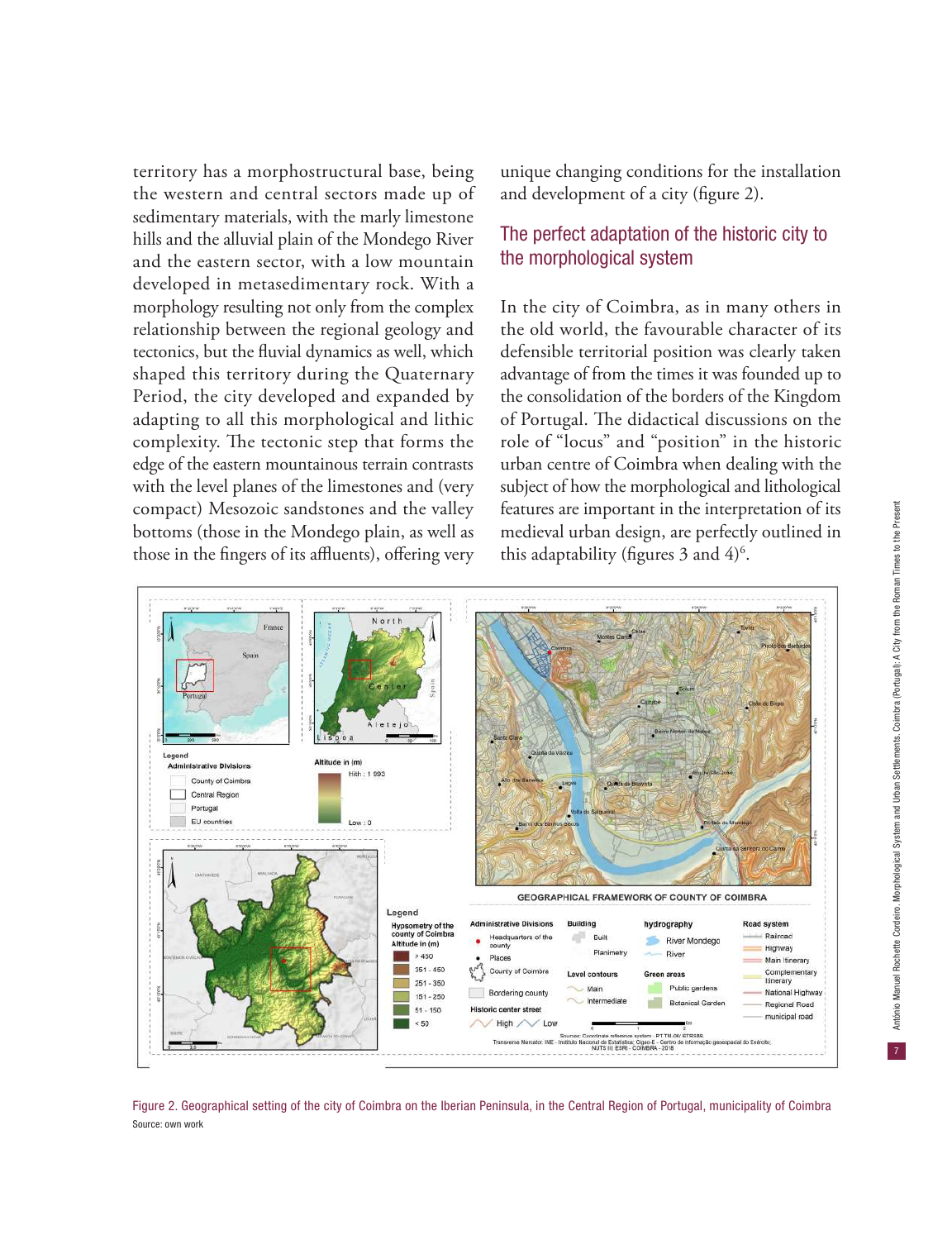territory has a morphostructural base, being the western and central sectors made up of sedimentary materials, with the marly limestone hills and the alluvial plain of the Mondego River and the eastern sector, with a low mountain developed in metasedimentary rock. With a morphology resulting not only from the complex relationship between the regional geology and tectonics, but the fluvial dynamics as well, which shaped this territory during the Quaternary Period, the city developed and expanded by adapting to all this morphological and lithic complexity. The tectonic step that forms the edge of the eastern mountainous terrain contrasts with the level planes of the limestones and (very compact) Mesozoic sandstones and the valley bottoms (those in the Mondego plain, as well as those in the fingers of its affluents), offering very unique changing conditions for the installation and development of a city (figure 2).

## The perfect adaptation of the historic city to the morphological system

In the city of Coimbra, as in many others in the old world, the favourable character of its defensible territorial position was clearly taken advantage of from the times it was founded up to the consolidation of the borders of the Kingdom of Portugal. The didactical discussions on the role of "locus" and "position" in the historic urban centre of Coimbra when dealing with the subject of how the morphological and lithological features are important in the interpretation of its medieval urban design, are perfectly outlined in this adaptability (figures 3 and 4)[6].

Figure 2. Geographical setting of the city of Coimbra on the Iberian Peninsula, in the Central Region of Portugal, municipality of Coimbra

Source: own work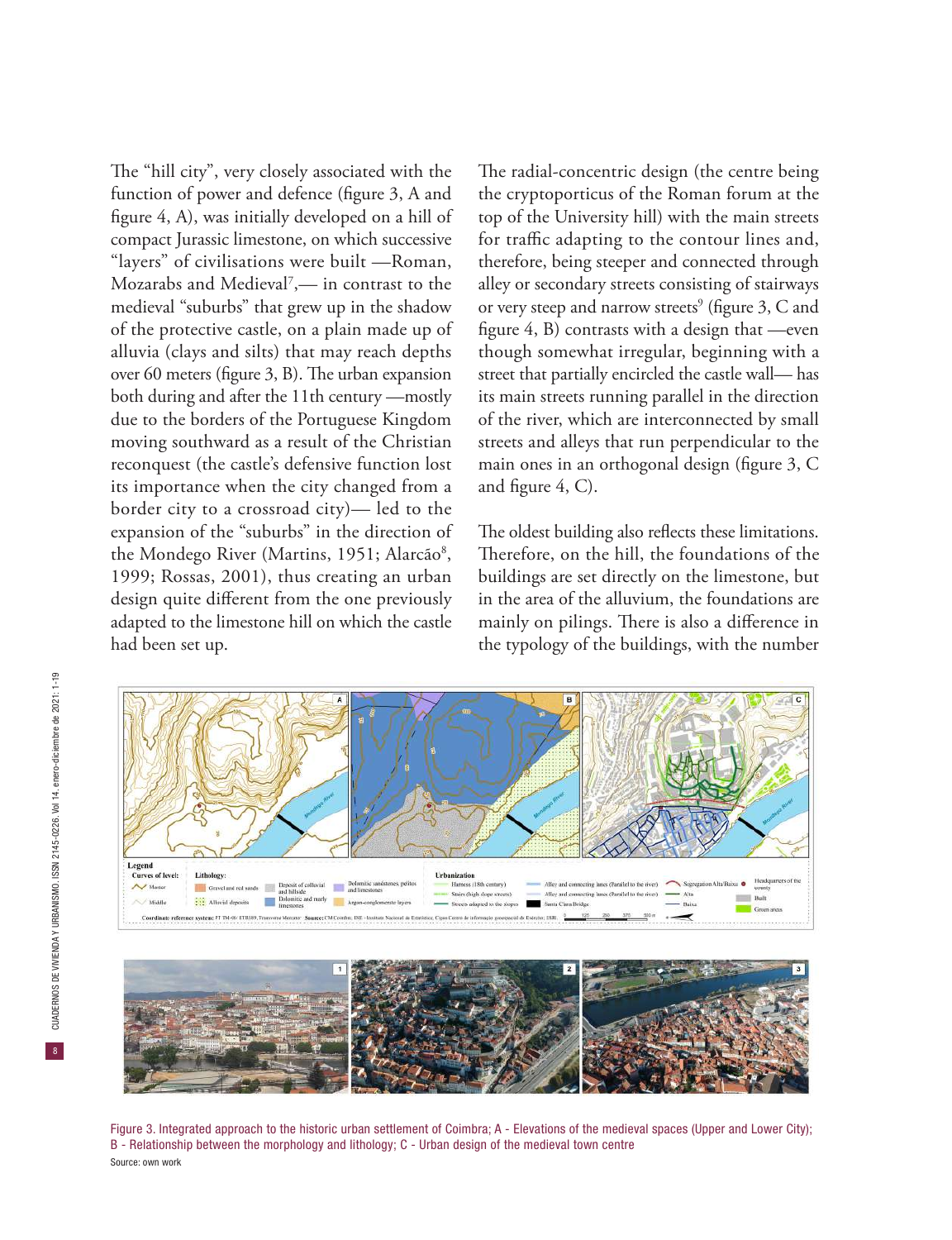The "hill city", very closely associated with the function of power and defence (figure 3, A and figure 4, A), was initially developed on a hill of compact Jurassic limestone, on which successive "layers" of civilisations were built —Roman, Mozarabs and Medieval[7],— in contrast to the medieval "suburbs" that grew up in the shadow of the protective castle, on a plain made up of alluvia (clays and silts) that may reach depths over 60 meters (figure 3, B). The urban expansion both during and after the 11th century —mostly due to the borders of the Portuguese Kingdom moving southward as a result of the Christian reconquest (the castle's defensive function lost its importance when the city changed from a border city to a crossroad city)— led to the expansion of the "suburbs" in the direction of the Mondego River (Martins, 1951; Alarcão[8], 1999; Rossas, 2001), thus creating an urban design quite different from the one previously adapted to the limestone hill on which the castle had been set up.

The radial-concentric design (the centre being the cryptoporticus of the Roman forum at the top of the University hill) with the main streets for traffic adapting to the contour lines and, therefore, being steeper and connected through alley or secondary streets consisting of stairways or very steep and narrow streets[9] (figure 3, C and figure 4, B) contrasts with a design that —even though somewhat irregular, beginning with a street that partially encircled the castle wall— has its main streets running parallel in the direction of the river, which are interconnected by small streets and alleys that run perpendicular to the main ones in an orthogonal design (figure 3, C and figure 4, C).

The oldest building also reflects these limitations. Therefore, on the hill, the foundations of the buildings are set directly on the limestone, but in the area of the alluvium, the foundations are mainly on pilings. There is also a difference in the typology of the buildings, with the number

Figure 3. Integrated approach to the historic urban settlement of Coimbra; A - Elevations of the medieval spaces (Upper and Lower City); B - Relationship between the morphology and lithology; C - Urban design of the medieval town centre

Source: own work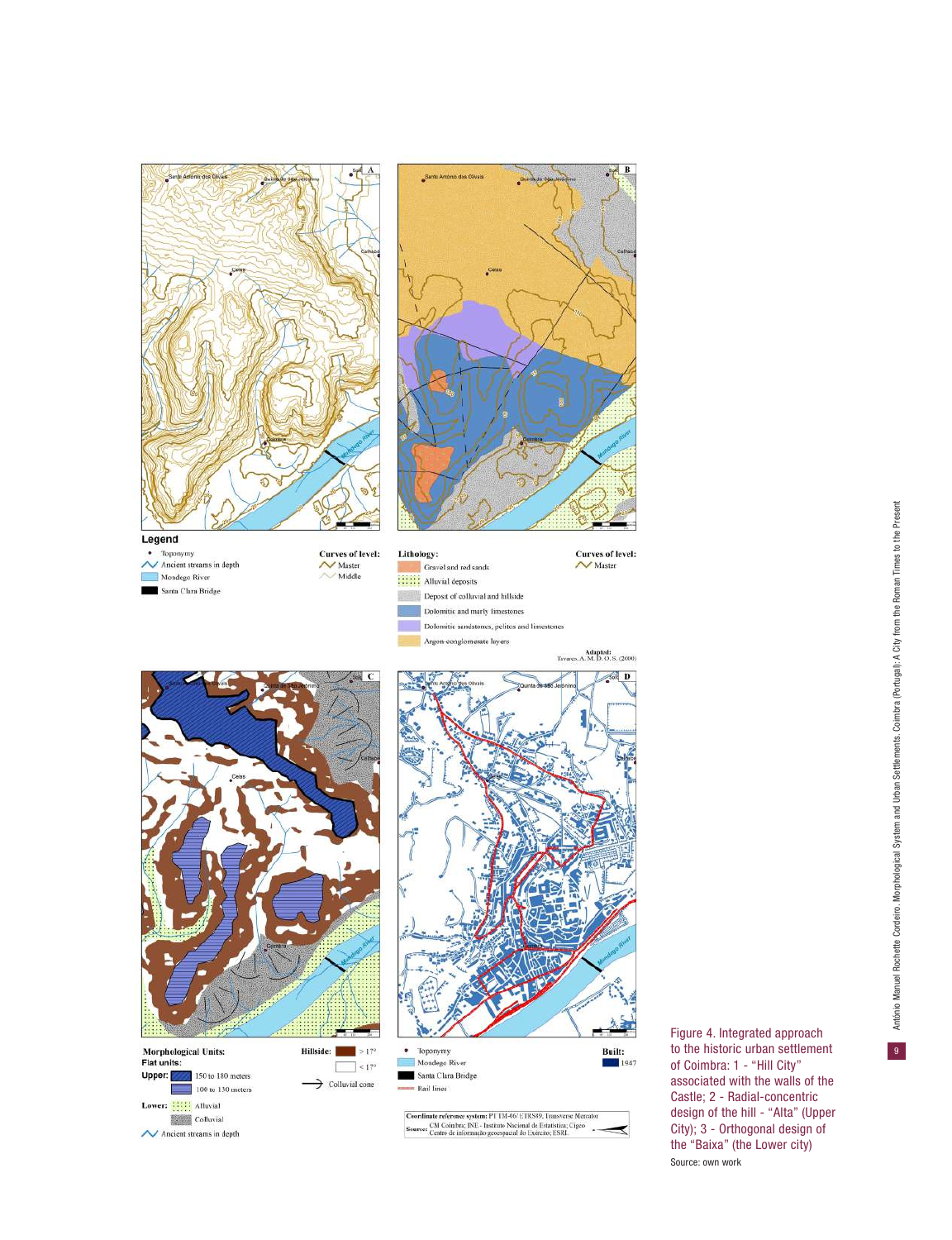Legend

- Toponymy
- Ancient streams in depth
- Mondego River
- Santa Clara Bridge

Curves of level:
- Master
- Middle

Lithology:
- Gravel and red sands
- Alluvial deposits
- Deposit of colluvial and hillside
- Dolomitic and marly limestones
- Dolomitic sandstones, pelites and limestones
- Argon-conglomerate layers

Curves of level:
- Master

Adapted:
Tavares, A. M. D. O. S. (2000)

Morphological Units:
Flat units:
Upper: 150 to 180 meters
100 to 130 meters
Lower: Alluvial
Colluvial
Ancient streams in depth

Hillside: > 17°
< 17°
Colluvial cone

Toponymy
Mondego River
Santa Clara Bridge
Rail lines

Built:
1947

Coordinate reference system: PT TM-06/ ETRS89, Transverse Mercator
Sources: CM Coimbra; INE - Instituto Nacional de Estatística; Cigeo Centro de informação geoespacial do Exercito; ESRI.

Figure 4. Integrated approach to the historic urban settlement of Coimbra: 1 - "Hill City" associated with the walls of the Castle; 2 - Radial-concentric design of the hill - "Alta" (Upper City); 3 - Orthogonal design of the "Baixa" (the Lower city)

Source: own work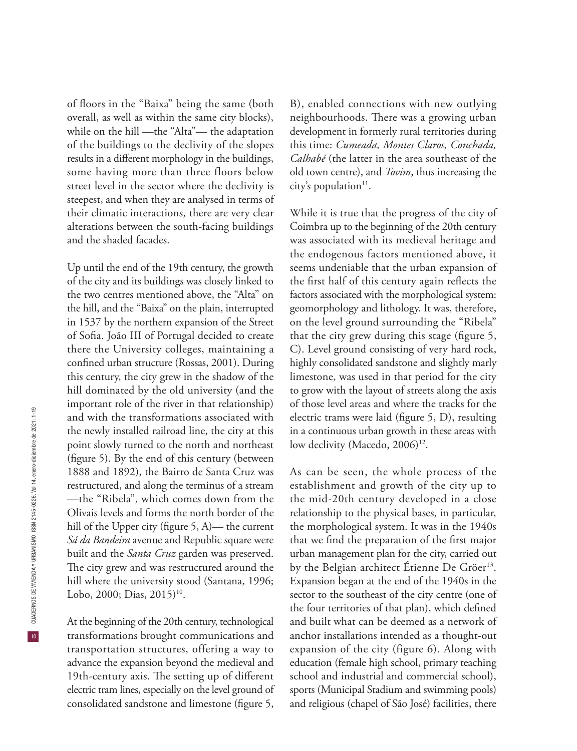of floors in the "Baixa" being the same (both overall, as well as within the same city blocks), while on the hill —the "Alta"— the adaptation of the buildings to the declivity of the slopes results in a different morphology in the buildings, some having more than three floors below street level in the sector where the declivity is steepest, and when they are analysed in terms of their climatic interactions, there are very clear alterations between the south-facing buildings and the shaded facades.

Up until the end of the 19th century, the growth of the city and its buildings was closely linked to the two centres mentioned above, the "Alta" on the hill, and the "Baixa" on the plain, interrupted in 1537 by the northern expansion of the Street of Sofia. João III of Portugal decided to create there the University colleges, maintaining a confined urban structure (Rossas, 2001). During this century, the city grew in the shadow of the hill dominated by the old university (and the important role of the river in that relationship) and with the transformations associated with the newly installed railroad line, the city at this point slowly turned to the north and northeast (figure 5). By the end of this century (between 1888 and 1892), the Bairro de Santa Cruz was restructured, and along the terminus of a stream —the "Ribela", which comes down from the Olivais levels and forms the north border of the hill of the Upper city (figure 5, A)— the current *Sá da Bandeira* avenue and Republic square were built and the *Santa Cruz* garden was preserved. The city grew and was restructured around the hill where the university stood (Santana, 1996; Lobo, 2000; Dias, 2015)[10].

At the beginning of the 20th century, technological transformations brought communications and transportation structures, offering a way to advance the expansion beyond the medieval and 19th-century axis. The setting up of different electric tram lines, especially on the level ground of consolidated sandstone and limestone (figure 5, B), enabled connections with new outlying neighbourhoods. There was a growing urban development in formerly rural territories during this time: *Cumeada, Montes Claros, Conchada, Calhabé* (the latter in the area southeast of the old town centre), and *Tovim*, thus increasing the city's population[11].

While it is true that the progress of the city of Coimbra up to the beginning of the 20th century was associated with its medieval heritage and the endogenous factors mentioned above, it seems undeniable that the urban expansion of the first half of this century again reflects the factors associated with the morphological system: geomorphology and lithology. It was, therefore, on the level ground surrounding the "Ribela" that the city grew during this stage (figure 5, C). Level ground consisting of very hard rock, highly consolidated sandstone and slightly marly limestone, was used in that period for the city to grow with the layout of streets along the axis of those level areas and where the tracks for the electric trams were laid (figure 5, D), resulting in a continuous urban growth in these areas with low declivity (Macedo, 2006)[12].

As can be seen, the whole process of the establishment and growth of the city up to the mid-20th century developed in a close relationship to the physical bases, in particular, the morphological system. It was in the 1940s that we find the preparation of the first major urban management plan for the city, carried out by the Belgian architect Étienne De Gröer[13]. Expansion began at the end of the 1940s in the sector to the southeast of the city centre (one of the four territories of that plan), which defined and built what can be deemed as a network of anchor installations intended as a thought-out expansion of the city (figure 6). Along with education (female high school, primary teaching school and industrial and commercial school), sports (Municipal Stadium and swimming pools) and religious (chapel of São José) facilities, there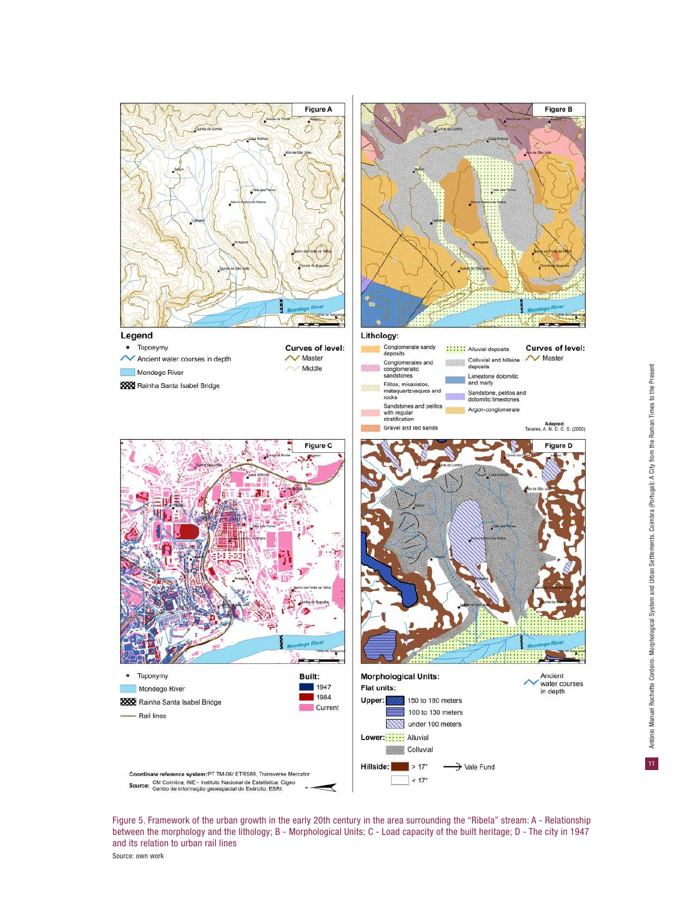Figure A

Legend
- Toponymy
- Ancient water courses in depth
- Mondego River
- Rainha Santa Isabel Bridge

Curves of level:
- Master
- Middle

Figure B

Lithology:
- Conglomerate sandy deposits
- Conglomerates and conglomeratic sandstones
- Filitos, micaxistos, metaquartzvaques and rocks
- Sandstones and pelitos with regular stratification
- Gravel and red sands
- Alluvial deposits
- Colluvial and hillside deposits
- Limestone dolomitic and marly
- Sandstone, pelitos and dolomitic limestones
- Argon-conglomerate

Curves of level:
- Master

Adapted:
Tavares, A. M. D. C. S. (2000)

Figure C

- Toponymy
- Mondego River
- Rainha Santa Isabel Bridge
- Rail lines

Built:
- 1947
- 1984
- Current

Coordinate reference system: PT TM-06/ ETRS89, Transverse Mercator

Source: CM Coimbra; INE - Instituto Nacional de Estatística; Cigeo Centro de informação geoespacial do Exército; ESRI.

Figure D

Morphological Units:

Flat units:
- Upper: 150 to 180 meters; 100 to 130 meters; under 100 meters
- Lower: Alluvial; Colluvial

Hillside: > 17°; < 17°

Vale Fund

Ancient water courses in depth

Figure 5. Framework of the urban growth in the early 20th century in the area surrounding the "Ribela" stream: A - Relationship between the morphology and the lithology; B - Morphological Units; C - Load capacity of the built heritage; D - The city in 1947 and its relation to urban rail lines

Source: own work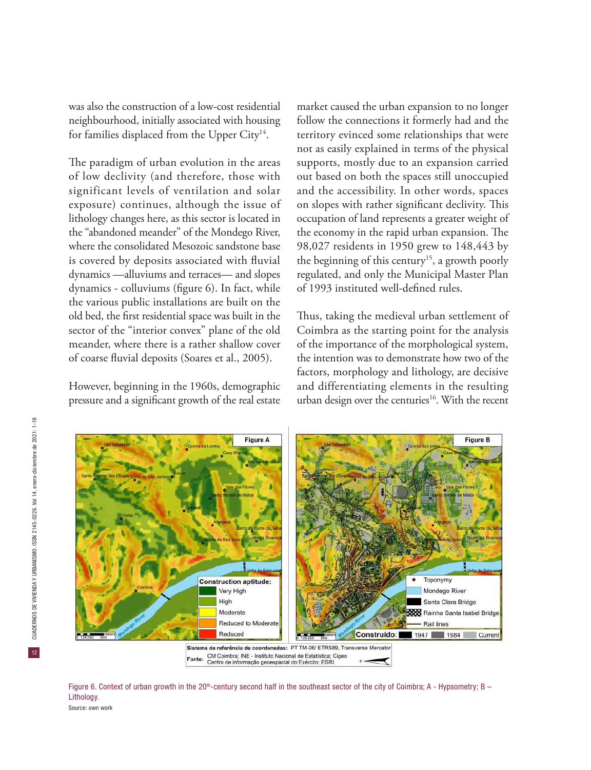was also the construction of a low-cost residential neighbourhood, initially associated with housing for families displaced from the Upper City[14].

The paradigm of urban evolution in the areas of low declivity (and therefore, those with significant levels of ventilation and solar exposure) continues, although the issue of lithology changes here, as this sector is located in the "abandoned meander" of the Mondego River, where the consolidated Mesozoic sandstone base is covered by deposits associated with fluvial dynamics —alluviums and terraces— and slopes dynamics - colluviums (figure 6). In fact, while the various public installations are built on the old bed, the first residential space was built in the sector of the "interior convex" plane of the old meander, where there is a rather shallow cover of coarse fluvial deposits (Soares et al., 2005).

However, beginning in the 1960s, demographic pressure and a significant growth of the real estate market caused the urban expansion to no longer follow the connections it formerly had and the territory evinced some relationships that were not as easily explained in terms of the physical supports, mostly due to an expansion carried out based on both the spaces still unoccupied and the accessibility. In other words, spaces on slopes with rather significant declivity. This occupation of land represents a greater weight of the economy in the rapid urban expansion. The 98,027 residents in 1950 grew to 148,443 by the beginning of this century[15], a growth poorly regulated, and only the Municipal Master Plan of 1993 instituted well-defined rules.

Thus, taking the medieval urban settlement of Coimbra as the starting point for the analysis of the importance of the morphological system, the intention was to demonstrate how two of the factors, morphology and lithology, are decisive and differentiating elements in the resulting urban design over the centuries[16]. With the recent

Figure A

Construction aptitude:
Very High
High
Moderate
Reduced to Moderate
Reduced

Figure B

Toponymy
Mondego River
Santa Clara Bridge
Rainha Santa Isabel Bridge
Rail lines
Construído: 1947 1984 Current

Sistema de referência de coordenadas: PT TM-06/ ETRS89, Transverse Mercator
Fonte: CM Coimbra; INE - Instituto Nacional de Estatística; Cigeo Centro de informação geoespacial do Exército; ESRI

Figure 6. Context of urban growth in the 20th-century second half in the southeast sector of the city of Coimbra; A - Hypsometry; B – Lithology.

Source: own work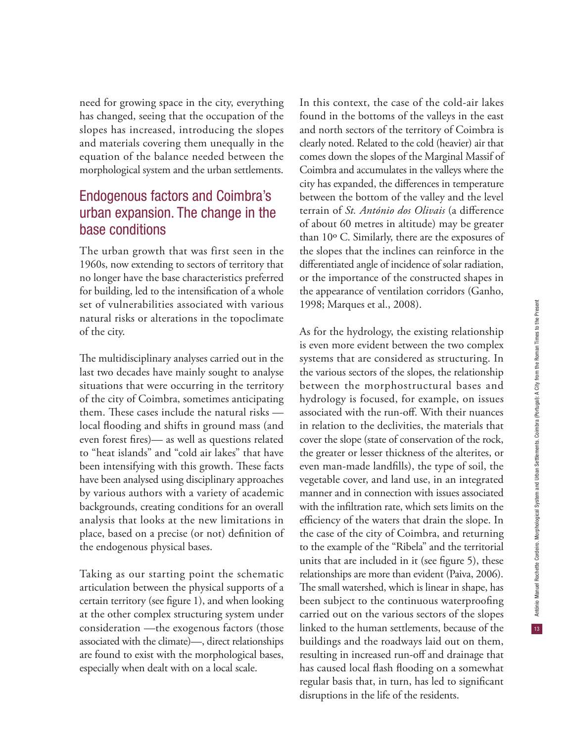need for growing space in the city, everything has changed, seeing that the occupation of the slopes has increased, introducing the slopes and materials covering them unequally in the equation of the balance needed between the morphological system and the urban settlements.

## Endogenous factors and Coimbra's urban expansion. The change in the base conditions

The urban growth that was first seen in the 1960s, now extending to sectors of territory that no longer have the base characteristics preferred for building, led to the intensification of a whole set of vulnerabilities associated with various natural risks or alterations in the topoclimate of the city.

The multidisciplinary analyses carried out in the last two decades have mainly sought to analyse situations that were occurring in the territory of the city of Coimbra, sometimes anticipating them. These cases include the natural risks — local flooding and shifts in ground mass (and even forest fires)— as well as questions related to "heat islands" and "cold air lakes" that have been intensifying with this growth. These facts have been analysed using disciplinary approaches by various authors with a variety of academic backgrounds, creating conditions for an overall analysis that looks at the new limitations in place, based on a precise (or not) definition of the endogenous physical bases.

Taking as our starting point the schematic articulation between the physical supports of a certain territory (see figure 1), and when looking at the other complex structuring system under consideration —the exogenous factors (those associated with the climate)—, direct relationships are found to exist with the morphological bases, especially when dealt with on a local scale.

In this context, the case of the cold-air lakes found in the bottoms of the valleys in the east and north sectors of the territory of Coimbra is clearly noted. Related to the cold (heavier) air that comes down the slopes of the Marginal Massif of Coimbra and accumulates in the valleys where the city has expanded, the differences in temperature between the bottom of the valley and the level terrain of *St. António dos Olivais* (a difference of about 60 metres in altitude) may be greater than 10º C. Similarly, there are the exposures of the slopes that the inclines can reinforce in the differentiated angle of incidence of solar radiation, or the importance of the constructed shapes in the appearance of ventilation corridors (Ganho, 1998; Marques et al., 2008).

As for the hydrology, the existing relationship is even more evident between the two complex systems that are considered as structuring. In the various sectors of the slopes, the relationship between the morphostructural bases and hydrology is focused, for example, on issues associated with the run-off. With their nuances in relation to the declivities, the materials that cover the slope (state of conservation of the rock, the greater or lesser thickness of the alterites, or even man-made landfills), the type of soil, the vegetable cover, and land use, in an integrated manner and in connection with issues associated with the infiltration rate, which sets limits on the efficiency of the waters that drain the slope. In the case of the city of Coimbra, and returning to the example of the "Ribela" and the territorial units that are included in it (see figure 5), these relationships are more than evident (Paiva, 2006). The small watershed, which is linear in shape, has been subject to the continuous waterproofing carried out on the various sectors of the slopes linked to the human settlements, because of the buildings and the roadways laid out on them, resulting in increased run-off and drainage that has caused local flash flooding on a somewhat regular basis that, in turn, has led to significant disruptions in the life of the residents.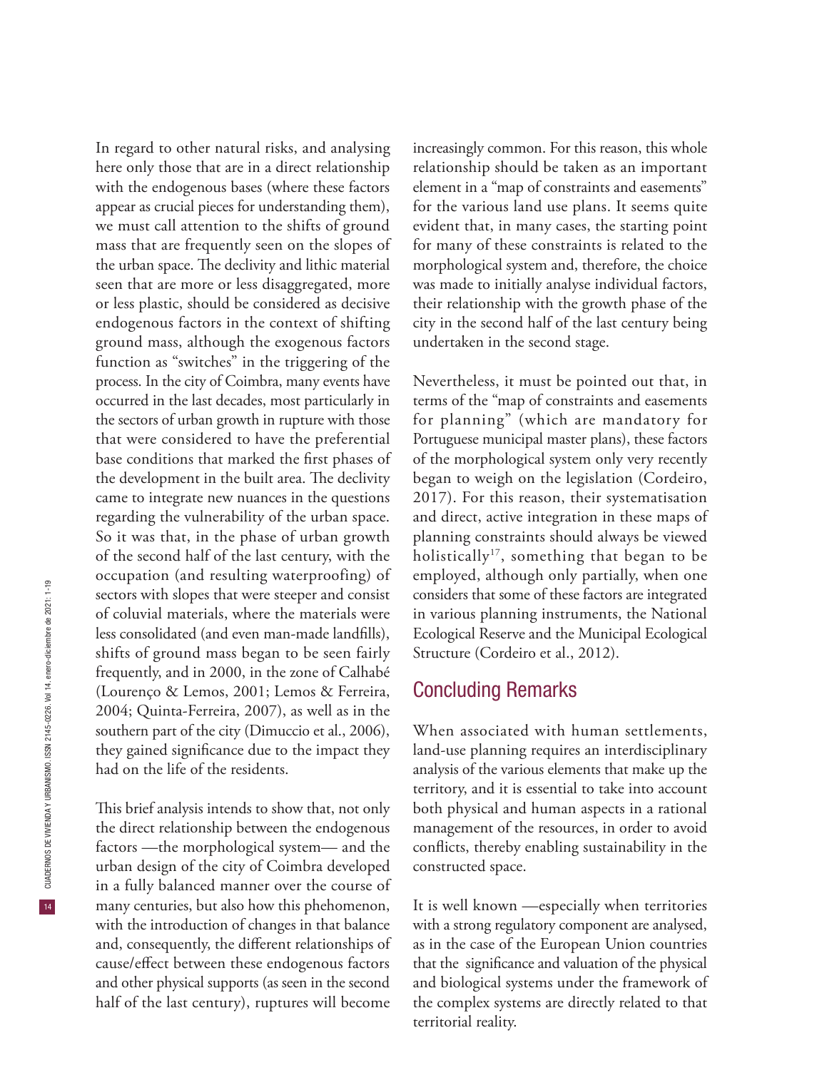In regard to other natural risks, and analysing here only those that are in a direct relationship with the endogenous bases (where these factors appear as crucial pieces for understanding them), we must call attention to the shifts of ground mass that are frequently seen on the slopes of the urban space. The declivity and lithic material seen that are more or less disaggregated, more or less plastic, should be considered as decisive endogenous factors in the context of shifting ground mass, although the exogenous factors function as "switches" in the triggering of the process. In the city of Coimbra, many events have occurred in the last decades, most particularly in the sectors of urban growth in rupture with those that were considered to have the preferential base conditions that marked the first phases of the development in the built area. The declivity came to integrate new nuances in the questions regarding the vulnerability of the urban space. So it was that, in the phase of urban growth of the second half of the last century, with the occupation (and resulting waterproofing) of sectors with slopes that were steeper and consist of coluvial materials, where the materials were less consolidated (and even man-made landfills), shifts of ground mass began to be seen fairly frequently, and in 2000, in the zone of Calhabé (Lourenço & Lemos, 2001; Lemos & Ferreira, 2004; Quinta-Ferreira, 2007), as well as in the southern part of the city (Dimuccio et al., 2006), they gained significance due to the impact they had on the life of the residents.

This brief analysis intends to show that, not only the direct relationship between the endogenous factors —the morphological system— and the urban design of the city of Coimbra developed in a fully balanced manner over the course of many centuries, but also how this phehomenon, with the introduction of changes in that balance and, consequently, the different relationships of cause/effect between these endogenous factors and other physical supports (as seen in the second half of the last century), ruptures will become increasingly common. For this reason, this whole relationship should be taken as an important element in a "map of constraints and easements" for the various land use plans. It seems quite evident that, in many cases, the starting point for many of these constraints is related to the morphological system and, therefore, the choice was made to initially analyse individual factors, their relationship with the growth phase of the city in the second half of the last century being undertaken in the second stage.

Nevertheless, it must be pointed out that, in terms of the "map of constraints and easements for planning" (which are mandatory for Portuguese municipal master plans), these factors of the morphological system only very recently began to weigh on the legislation (Cordeiro, 2017). For this reason, their systematisation and direct, active integration in these maps of planning constraints should always be viewed holistically[17], something that began to be employed, although only partially, when one considers that some of these factors are integrated in various planning instruments, the National Ecological Reserve and the Municipal Ecological Structure (Cordeiro et al., 2012).

## Concluding Remarks

When associated with human settlements, land-use planning requires an interdisciplinary analysis of the various elements that make up the territory, and it is essential to take into account both physical and human aspects in a rational management of the resources, in order to avoid conflicts, thereby enabling sustainability in the constructed space.

It is well known —especially when territories with a strong regulatory component are analysed, as in the case of the European Union countries that the significance and valuation of the physical and biological systems under the framework of the complex systems are directly related to that territorial reality.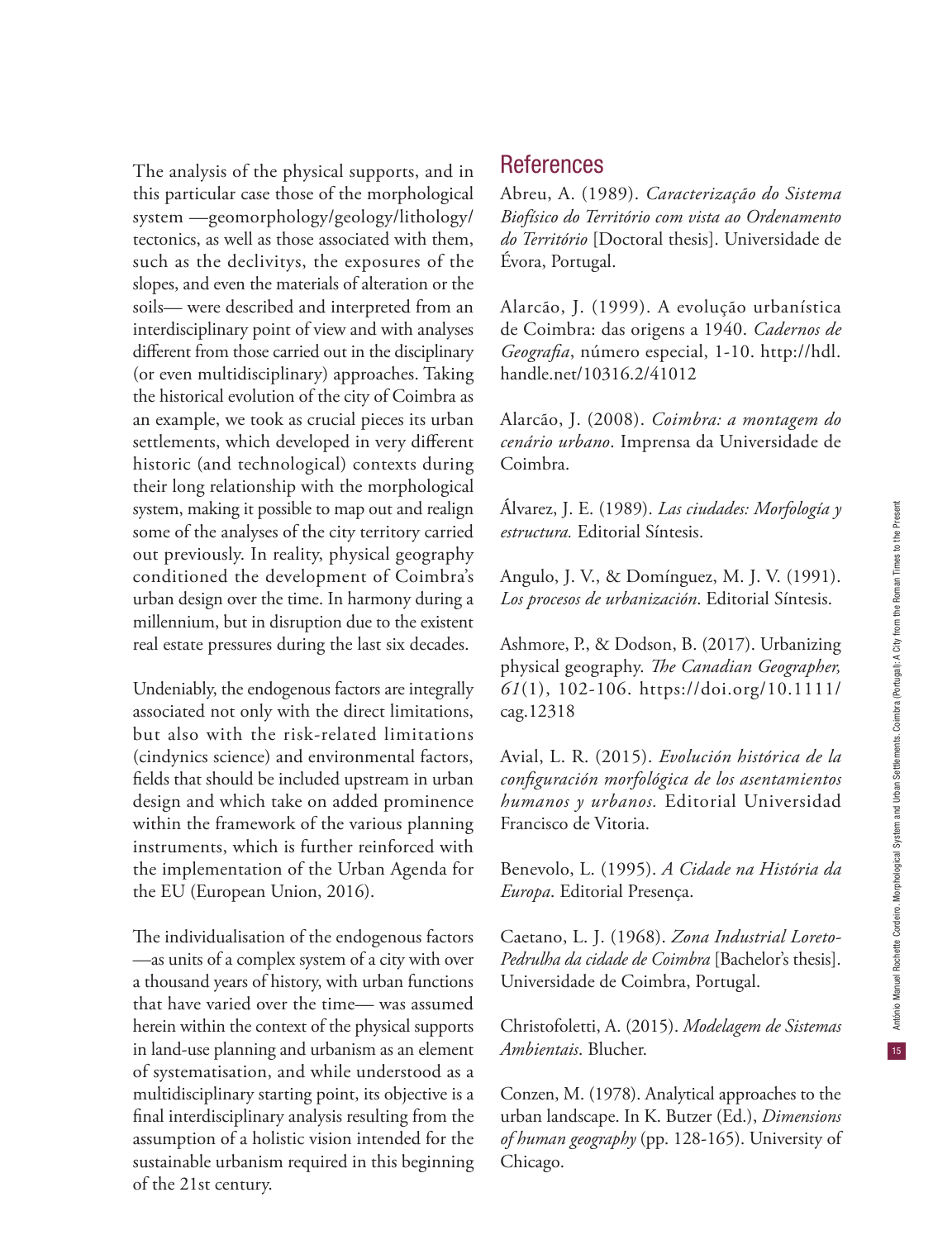The analysis of the physical supports, and in this particular case those of the morphological system —geomorphology/geology/lithology/tectonics, as well as those associated with them, such as the declivitys, the exposures of the slopes, and even the materials of alteration or the soils— were described and interpreted from an interdisciplinary point of view and with analyses different from those carried out in the disciplinary (or even multidisciplinary) approaches. Taking the historical evolution of the city of Coimbra as an example, we took as crucial pieces its urban settlements, which developed in very different historic (and technological) contexts during their long relationship with the morphological system, making it possible to map out and realign some of the analyses of the city territory carried out previously. In reality, physical geography conditioned the development of Coimbra's urban design over the time. In harmony during a millennium, but in disruption due to the existent real estate pressures during the last six decades.

Undeniably, the endogenous factors are integrally associated not only with the direct limitations, but also with the risk-related limitations (cindynics science) and environmental factors, fields that should be included upstream in urban design and which take on added prominence within the framework of the various planning instruments, which is further reinforced with the implementation of the Urban Agenda for the EU (European Union, 2016).

The individualisation of the endogenous factors —as units of a complex system of a city with over a thousand years of history, with urban functions that have varied over the time— was assumed herein within the context of the physical supports in land-use planning and urbanism as an element of systematisation, and while understood as a multidisciplinary starting point, its objective is a final interdisciplinary analysis resulting from the assumption of a holistic vision intended for the sustainable urbanism required in this beginning of the 21st century.

## References

Abreu, A. (1989). *Caracterização do Sistema Biofísico do Território com vista ao Ordenamento do Território* [Doctoral thesis]. Universidade de Évora, Portugal.

Alarcão, J. (1999). A evolução urbanística de Coimbra: das origens a 1940. *Cadernos de Geografia*, número especial, 1-10. http://hdl.handle.net/10316.2/41012

Alarcão, J. (2008). *Coimbra: a montagem do cenário urbano*. Imprensa da Universidade de Coimbra.

Álvarez, J. E. (1989). *Las ciudades: Morfología y estructura.* Editorial Síntesis.

Angulo, J. V., & Domínguez, M. J. V. (1991). *Los procesos de urbanización*. Editorial Síntesis.

Ashmore, P., & Dodson, B. (2017). Urbanizing physical geography. *The Canadian Geographer, 61*(1), 102-106. https://doi.org/10.1111/cag.12318

Avial, L. R. (2015). *Evolución histórica de la configuración morfológica de los asentamientos humanos y urbanos.* Editorial Universidad Francisco de Vitoria.

Benevolo, L. (1995). *A Cidade na História da Europa*. Editorial Presença.

Caetano, L. J. (1968). *Zona Industrial Loreto-Pedrulha da cidade de Coimbra* [Bachelor's thesis]. Universidade de Coimbra, Portugal.

Christofoletti, A. (2015). *Modelagem de Sistemas Ambientais*. Blucher.

Conzen, M. (1978). Analytical approaches to the urban landscape. In K. Butzer (Ed.), *Dimensions of human geography* (pp. 128-165). University of Chicago.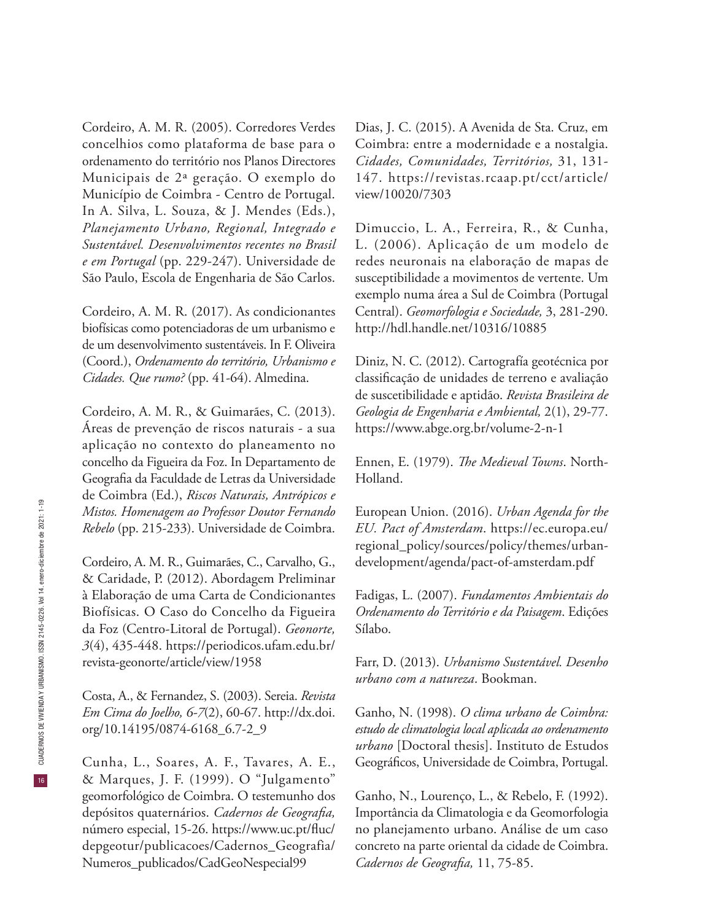Cordeiro, A. M. R. (2005). Corredores Verdes concelhios como plataforma de base para o ordenamento do território nos Planos Directores Municipais de 2ª geração. O exemplo do Município de Coimbra - Centro de Portugal. In A. Silva, L. Souza, & J. Mendes (Eds.), *Planejamento Urbano, Regional, Integrado e Sustentável. Desenvolvimentos recentes no Brasil e em Portugal* (pp. 229-247). Universidade de São Paulo, Escola de Engenharia de São Carlos.

Cordeiro, A. M. R. (2017). As condicionantes biofísicas como potenciadoras de um urbanismo e de um desenvolvimento sustentáveis. In F. Oliveira (Coord.), *Ordenamento do território, Urbanismo e Cidades. Que rumo?* (pp. 41-64). Almedina.

Cordeiro, A. M. R., & Guimarães, C. (2013). Áreas de prevenção de riscos naturais - a sua aplicação no contexto do planeamento no concelho da Figueira da Foz. In Departamento de Geografia da Faculdade de Letras da Universidade de Coimbra (Ed.), *Riscos Naturais, Antrópicos e Mistos. Homenagem ao Professor Doutor Fernando Rebelo* (pp. 215-233). Universidade de Coimbra.

Cordeiro, A. M. R., Guimarães, C., Carvalho, G., & Caridade, P. (2012). Abordagem Preliminar à Elaboração de uma Carta de Condicionantes Biofísicas. O Caso do Concelho da Figueira da Foz (Centro-Litoral de Portugal). *Geonorte, 3*(4), 435-448. https://periodicos.ufam.edu.br/revista-geonorte/article/view/1958

Costa, A., & Fernandez, S. (2003). Sereia. *Revista Em Cima do Joelho, 6-7*(2), 60-67. http://dx.doi.org/10.14195/0874-6168_6.7-2_9

Cunha, L., Soares, A. F., Tavares, A. E., & Marques, J. F. (1999). O "Julgamento" geomorfológico de Coimbra. O testemunho dos depósitos quaternários. *Cadernos de Geografia,* número especial, 15-26. https://www.uc.pt/fluc/depgeotur/publicacoes/Cadernos_Geografia/Numeros_publicados/CadGeoNespecial99

Dias, J. C. (2015). A Avenida de Sta. Cruz, em Coimbra: entre a modernidade e a nostalgia. *Cidades, Comunidades, Territórios,* 31, 131-147. https://revistas.rcaap.pt/cct/article/view/10020/7303

Dimuccio, L. A., Ferreira, R., & Cunha, L. (2006). Aplicação de um modelo de redes neuronais na elaboração de mapas de susceptibilidade a movimentos de vertente. Um exemplo numa área a Sul de Coimbra (Portugal Central). *Geomorfologia e Sociedade,* 3, 281-290. http://hdl.handle.net/10316/10885

Diniz, N. C. (2012). Cartografía geotécnica por classificação de unidades de terreno e avaliação de suscetibilidade e aptidão. *Revista Brasileira de Geologia de Engenharia e Ambiental,* 2(1), 29-77. https://www.abge.org.br/volume-2-n-1

Ennen, E. (1979). *The Medieval Towns*. North-Holland.

European Union. (2016). *Urban Agenda for the EU. Pact of Amsterdam*. https://ec.europa.eu/regional_policy/sources/policy/themes/urban-development/agenda/pact-of-amsterdam.pdf

Fadigas, L. (2007). *Fundamentos Ambientais do Ordenamento do Território e da Paisagem*. Edições Sílabo.

Farr, D. (2013). *Urbanismo Sustentável. Desenho urbano com a natureza*. Bookman.

Ganho, N. (1998). *O clima urbano de Coimbra: estudo de climatologia local aplicada ao ordenamento urbano* [Doctoral thesis]. Instituto de Estudos Geográficos, Universidade de Coimbra, Portugal.

Ganho, N., Lourenço, L., & Rebelo, F. (1992). Importância da Climatologia e da Geomorfologia no planejamento urbano. Análise de um caso concreto na parte oriental da cidade de Coimbra. *Cadernos de Geografia,* 11, 75-85.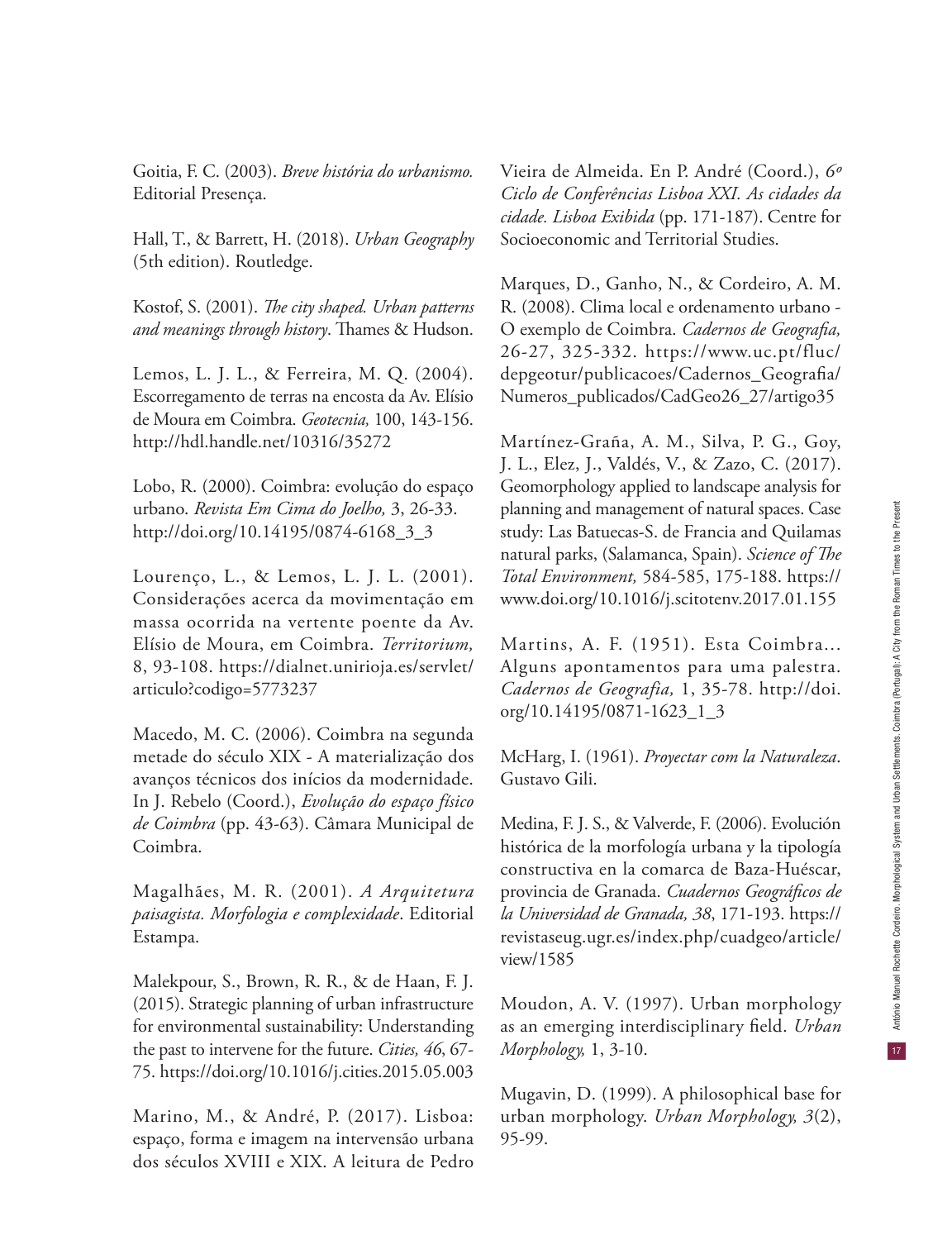Goitia, F. C. (2003). *Breve história do urbanismo.* Editorial Presença.

Hall, T., & Barrett, H. (2018). *Urban Geography* (5th edition). Routledge.

Kostof, S. (2001). *The city shaped. Urban patterns and meanings through history*. Thames & Hudson.

Lemos, L. J. L., & Ferreira, M. Q. (2004). Escorregamento de terras na encosta da Av. Elísio de Moura em Coimbra. *Geotecnia,* 100, 143-156. http://hdl.handle.net/10316/35272

Lobo, R. (2000). Coimbra: evolução do espaço urbano. *Revista Em Cima do Joelho,* 3, 26-33. http://doi.org/10.14195/0874-6168_3_3

Lourenço, L., & Lemos, L. J. L. (2001). Considerações acerca da movimentação em massa ocorrida na vertente poente da Av. Elísio de Moura, em Coimbra. *Territorium,* 8, 93-108. https://dialnet.unirioja.es/servlet/articulo?codigo=5773237

Macedo, M. C. (2006). Coimbra na segunda metade do século XIX - A materialização dos avanços técnicos dos inícios da modernidade. In J. Rebelo (Coord.), *Evolução do espaço físico de Coimbra* (pp. 43-63). Câmara Municipal de Coimbra.

Magalhães, M. R. (2001). *A Arquitetura paisagista. Morfologia e complexidade*. Editorial Estampa.

Malekpour, S., Brown, R. R., & de Haan, F. J. (2015). Strategic planning of urban infrastructure for environmental sustainability: Understanding the past to intervene for the future. *Cities, 46*, 67-75. https://doi.org/10.1016/j.cities.2015.05.003

Marino, M., & André, P. (2017). Lisboa: espaço, forma e imagem na intervensão urbana dos séculos XVIII e XIX. A leitura de Pedro Vieira de Almeida. En P. André (Coord.), *6º Ciclo de Conferências Lisboa XXI. As cidades da cidade. Lisboa Exibida* (pp. 171-187). Centre for Socioeconomic and Territorial Studies.

Marques, D., Ganho, N., & Cordeiro, A. M. R. (2008). Clima local e ordenamento urbano - O exemplo de Coimbra. *Cadernos de Geografia,* 26-27, 325-332. https://www.uc.pt/fluc/depgeotur/publicacoes/Cadernos_Geografia/Numeros_publicados/CadGeo26_27/artigo35

Martínez-Graña, A. M., Silva, P. G., Goy, J. L., Elez, J., Valdés, V., & Zazo, C. (2017). Geomorphology applied to landscape analysis for planning and management of natural spaces. Case study: Las Batuecas-S. de Francia and Quilamas natural parks, (Salamanca, Spain). *Science of The Total Environment,* 584-585, 175-188. https://www.doi.org/10.1016/j.scitotenv.2017.01.155

Martins, A. F. (1951). Esta Coimbra... Alguns apontamentos para uma palestra. *Cadernos de Geografia,* 1, 35-78. http://doi.org/10.14195/0871-1623_1_3

McHarg, I. (1961). *Proyectar com la Naturaleza*. Gustavo Gili.

Medina, F. J. S., & Valverde, F. (2006). Evolución histórica de la morfología urbana y la tipología constructiva en la comarca de Baza-Huéscar, provincia de Granada. *Cuadernos Geográficos de la Universidad de Granada, 38*, 171-193. https://revistaseug.ugr.es/index.php/cuadgeo/article/view/1585

Moudon, A. V. (1997). Urban morphology as an emerging interdisciplinary field. *Urban Morphology,* 1, 3-10.

Mugavin, D. (1999). A philosophical base for urban morphology. *Urban Morphology, 3*(2), 95-99.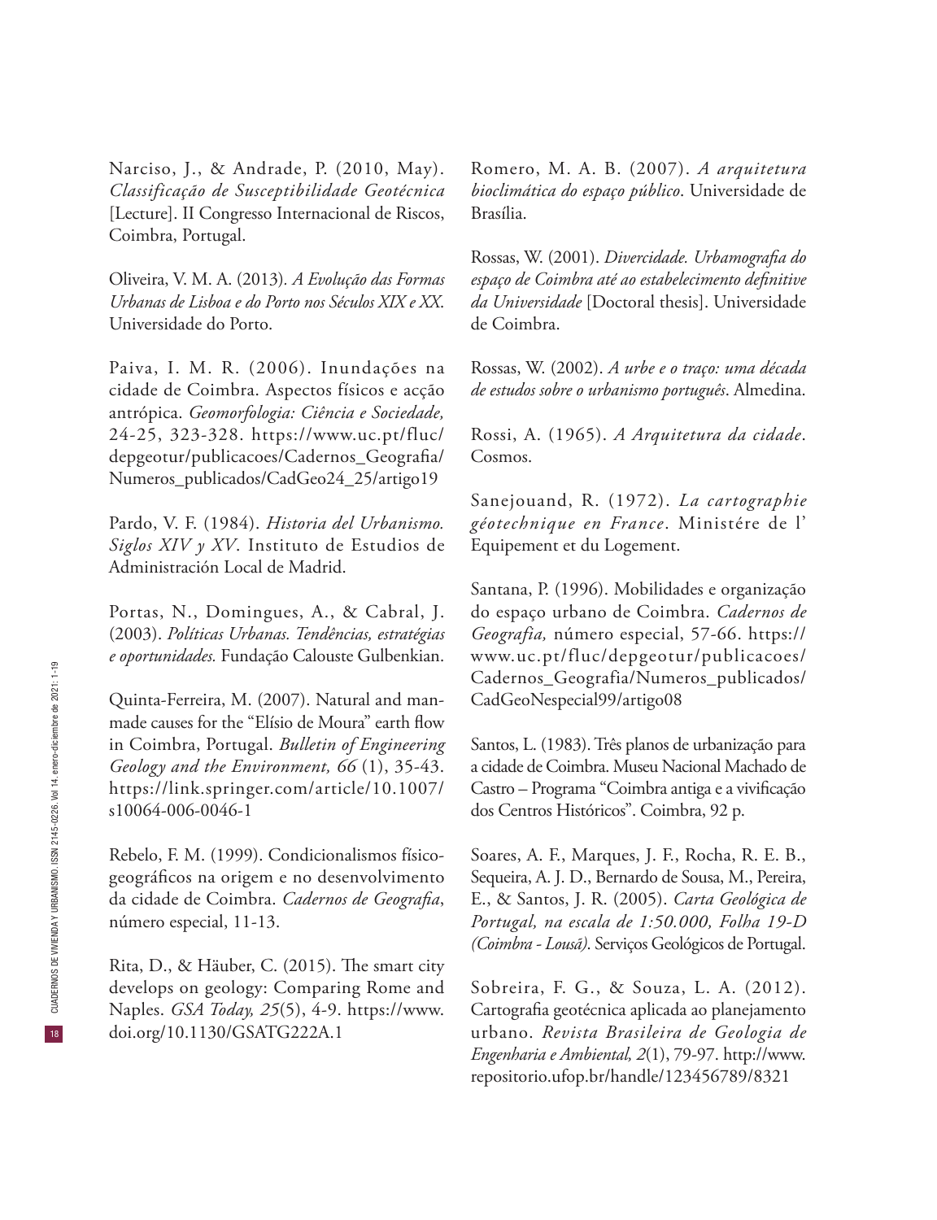Narciso, J., & Andrade, P. (2010, May). *Classificação de Susceptibilidade Geotécnica* [Lecture]. II Congresso Internacional de Riscos, Coimbra, Portugal.

Oliveira, V. M. A. (2013). *A Evolução das Formas Urbanas de Lisboa e do Porto nos Séculos XIX e XX*. Universidade do Porto.

Paiva, I. M. R. (2006). Inundações na cidade de Coimbra. Aspectos físicos e acção antrópica. *Geomorfologia: Ciência e Sociedade,* 24-25, 323-328. https://www.uc.pt/fluc/depgeotur/publicacoes/Cadernos_Geografia/Numeros_publicados/CadGeo24_25/artigo19

Pardo, V. F. (1984). *Historia del Urbanismo. Siglos XIV y XV*. Instituto de Estudios de Administración Local de Madrid.

Portas, N., Domingues, A., & Cabral, J. (2003). *Políticas Urbanas. Tendências, estratégias e oportunidades.* Fundação Calouste Gulbenkian.

Quinta-Ferreira, M. (2007). Natural and man-made causes for the "Elísio de Moura" earth flow in Coimbra, Portugal. *Bulletin of Engineering Geology and the Environment, 66* (1), 35-43. https://link.springer.com/article/10.1007/s10064-006-0046-1

Rebelo, F. M. (1999). Condicionalismos físico-geográficos na origem e no desenvolvimento da cidade de Coimbra. *Cadernos de Geografia*, número especial, 11-13.

Rita, D., & Häuber, C. (2015). The smart city develops on geology: Comparing Rome and Naples. *GSA Today, 25*(5), 4-9. https://www.doi.org/10.1130/GSATG222A.1

Romero, M. A. B. (2007). *A arquitetura bioclimática do espaço público*. Universidade de Brasília.

Rossas, W. (2001). *Divercidade. Urbamografia do espaço de Coimbra até ao estabelecimento definitive da Universidade* [Doctoral thesis]. Universidade de Coimbra.

Rossas, W. (2002). *A urbe e o traço: uma década de estudos sobre o urbanismo português*. Almedina.

Rossi, A. (1965). *A Arquitetura da cidade*. Cosmos.

Sanejouand, R. (1972). *La cartographie géotechnique en France*. Ministére de l' Equipement et du Logement.

Santana, P. (1996). Mobilidades e organização do espaço urbano de Coimbra. *Cadernos de Geografia,* número especial, 57-66. https://www.uc.pt/fluc/depgeotur/publicacoes/Cadernos_Geografia/Numeros_publicados/CadGeoNespecial99/artigo08

Santos, L. (1983). Três planos de urbanização para a cidade de Coimbra. Museu Nacional Machado de Castro – Programa "Coimbra antiga e a vivificação dos Centros Históricos". Coimbra, 92 p.

Soares, A. F., Marques, J. F., Rocha, R. E. B., Sequeira, A. J. D., Bernardo de Sousa, M., Pereira, E., & Santos, J. R. (2005). *Carta Geológica de Portugal, na escala de 1:50.000, Folha 19-D (Coimbra - Lousã)*. Serviços Geológicos de Portugal.

Sobreira, F. G., & Souza, L. A. (2012). Cartografia geotécnica aplicada ao planejamento urbano. *Revista Brasileira de Geologia de Engenharia e Ambiental, 2*(1), 79-97. http://www.repositorio.ufop.br/handle/123456789/8321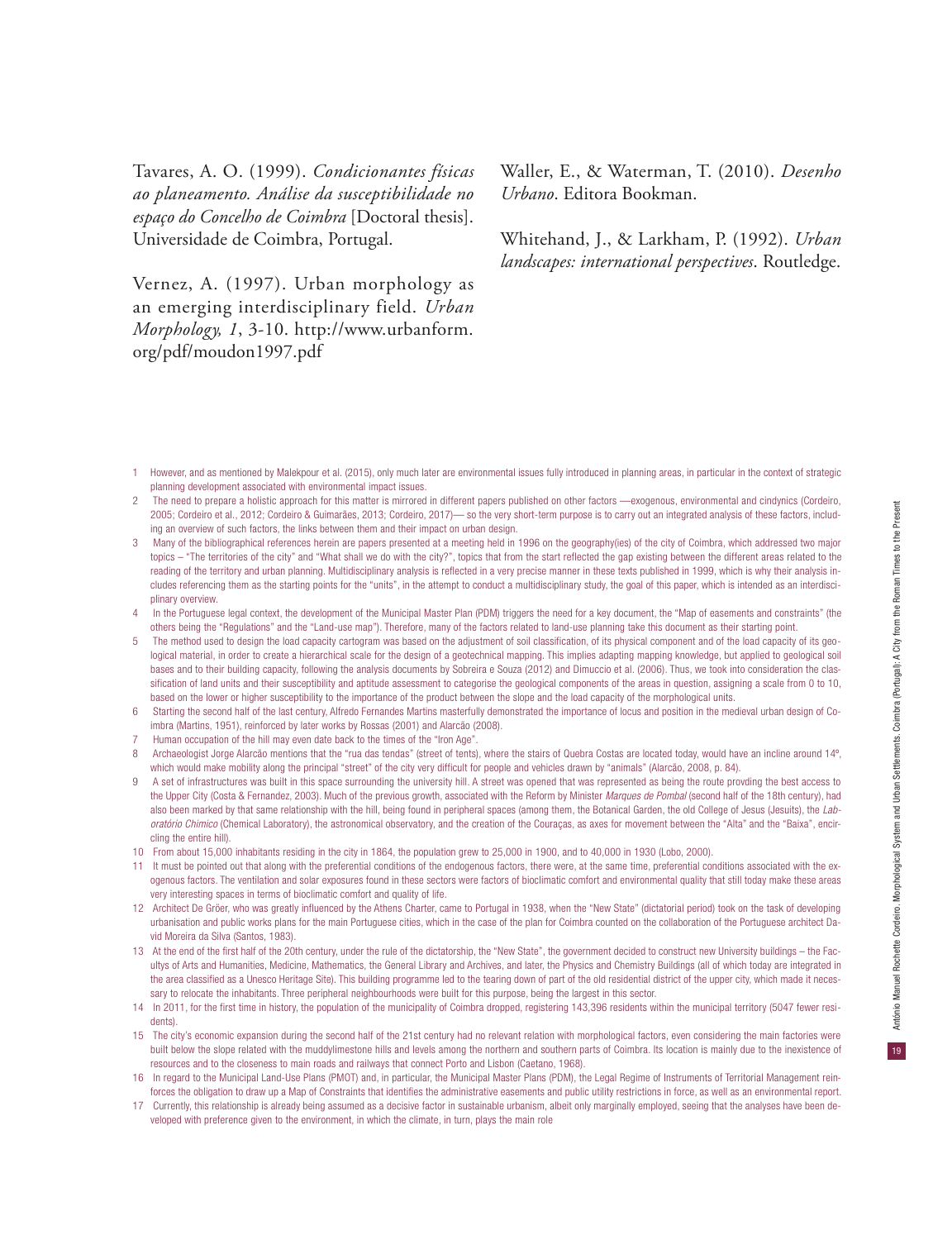Tavares, A. O. (1999). *Condicionantes físicas ao planeamento. Análise da susceptibilidade no espaço do Concelho de Coimbra* [Doctoral thesis]. Universidade de Coimbra, Portugal.

Vernez, A. (1997). Urban morphology as an emerging interdisciplinary field. *Urban Morphology, 1*, 3-10. http://www.urbanform.org/pdf/moudon1997.pdf

Waller, E., & Waterman, T. (2010). *Desenho Urbano*. Editora Bookman.

Whitehand, J., & Larkham, P. (1992). *Urban landscapes: international perspectives*. Routledge.

1 However, and as mentioned by Malekpour et al. (2015), only much later are environmental issues fully introduced in planning areas, in particular in the context of strategic planning development associated with environmental impact issues.

2 The need to prepare a holistic approach for this matter is mirrored in different papers published on other factors —exogenous, environmental and cindynics (Cordeiro, 2005; Cordeiro et al., 2012; Cordeiro & Guimarães, 2013; Cordeiro, 2017)— so the very short-term purpose is to carry out an integrated analysis of these factors, including an overview of such factors, the links between them and their impact on urban design.

3 Many of the bibliographical references herein are papers presented at a meeting held in 1996 on the geography(ies) of the city of Coimbra, which addressed two major topics – "The territories of the city" and "What shall we do with the city?", topics that from the start reflected the gap existing between the different areas related to the reading of the territory and urban planning. Multidisciplinary analysis is reflected in a very precise manner in these texts published in 1999, which is why their analysis includes referencing them as the starting points for the "units", in the attempt to conduct a multidisciplinary study, the goal of this paper, which is intended as an interdisciplinary overview.

4 In the Portuguese legal context, the development of the Municipal Master Plan (PDM) triggers the need for a key document, the "Map of easements and constraints" (the others being the "Regulations" and the "Land-use map"). Therefore, many of the factors related to land-use planning take this document as their starting point.

5 The method used to design the load capacity cartogram was based on the adjustment of soil classification, of its physical component and of the load capacity of its geological material, in order to create a hierarchical scale for the design of a geotechnical mapping. This implies adapting mapping knowledge, but applied to geological soil bases and to their building capacity, following the analysis documents by Sobreira e Souza (2012) and Dimuccio et al. (2006). Thus, we took into consideration the classification of land units and their susceptibility and aptitude assessment to categorise the geological components of the areas in question, assigning a scale from 0 to 10, based on the lower or higher susceptibility to the importance of the product between the slope and the load capacity of the morphological units.

6 Starting the second half of the last century, Alfredo Fernandes Martins masterfully demonstrated the importance of locus and position in the medieval urban design of Coimbra (Martins, 1951), reinforced by later works by Rossas (2001) and Alarcão (2008).

7 Human occupation of the hill may even date back to the times of the "Iron Age".

8 Archaeologist Jorge Alarcão mentions that the "rua das tendas" (street of tents), where the stairs of Quebra Costas are located today, would have an incline around 14º, which would make mobility along the principal "street" of the city very difficult for people and vehicles drawn by "animals" (Alarcão, 2008, p. 84).

9 A set of infrastructures was built in this space surrounding the university hill. A street was opened that was represented as being the route provding the best access to the Upper City (Costa & Fernandez, 2003). Much of the previous growth, associated with the Reform by Minister *Marques de Pombal* (second half of the 18th century), had also been marked by that same relationship with the hill, being found in peripheral spaces (among them, the Botanical Garden, the old College of Jesus (Jesuits), the *Laboratório Chimico* (Chemical Laboratory), the astronomical observatory, and the creation of the Couraças, as axes for movement between the "Alta" and the "Baixa", encircling the entire hill).

10 From about 15,000 inhabitants residing in the city in 1864, the population grew to 25,000 in 1900, and to 40,000 in 1930 (Lobo, 2000).

11 It must be pointed out that along with the preferential conditions of the endogenous factors, there were, at the same time, preferential conditions associated with the exogenous factors. The ventilation and solar exposures found in these sectors were factors of bioclimatic comfort and environmental quality that still today make these areas very interesting spaces in terms of bioclimatic comfort and quality of life.

12 Architect De Gröer, who was greatly influenced by the Athens Charter, came to Portugal in 1938, when the "New State" (dictatorial period) took on the task of developing urbanisation and public works plans for the main Portuguese cities, which in the case of the plan for Coimbra counted on the collaboration of the Portuguese architect David Moreira da Silva (Santos, 1983).

13 At the end of the first half of the 20th century, under the rule of the dictatorship, the "New State", the government decided to construct new University buildings – the Facultys of Arts and Humanities, Medicine, Mathematics, the General Library and Archives, and later, the Physics and Chemistry Buildings (all of which today are integrated in the area classified as a Unesco Heritage Site). This building programme led to the tearing down of part of the old residential district of the upper city, which made it necessary to relocate the inhabitants. Three peripheral neighbourhoods were built for this purpose, being the largest in this sector.

14 In 2011, for the first time in history, the population of the municipality of Coimbra dropped, registering 143,396 residents within the municipal territory (5047 fewer residents).

15 The city's economic expansion during the second half of the 21st century had no relevant relation with morphological factors, even considering the main factories were built below the slope related with the muddylimestone hills and levels among the northern and southern parts of Coimbra. Its location is mainly due to the inexistence of resources and to the closeness to main roads and railways that connect Porto and Lisbon (Caetano, 1968).

16 In regard to the Municipal Land-Use Plans (PMOT) and, in particular, the Municipal Master Plans (PDM), the Legal Regime of Instruments of Territorial Management reinforces the obligation to draw up a Map of Constraints that identifies the administrative easements and public utility restrictions in force, as well as an environmental report.

17 Currently, this relationship is already being assumed as a decisive factor in sustainable urbanism, albeit only marginally employed, seeing that the analyses have been developed with preference given to the environment, in which the climate, in turn, plays the main role